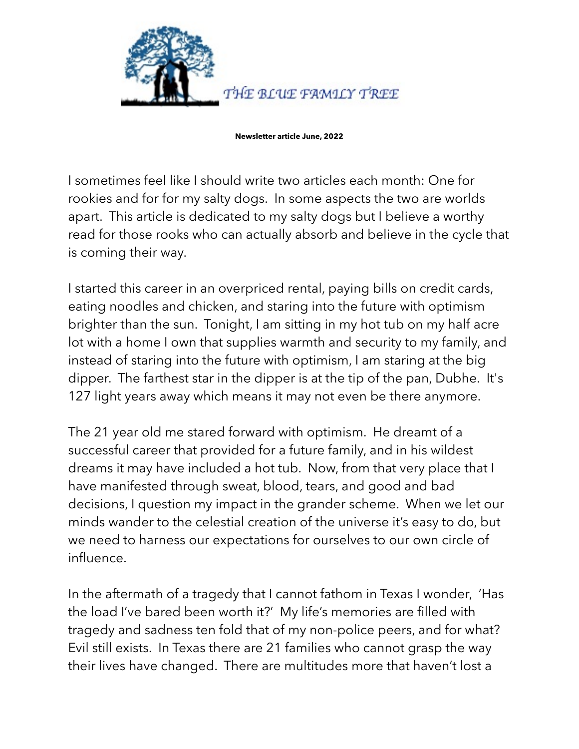THE BLUE FAMILY TREE

**Newsletter article June, 2022**

I sometimes feel like I should write two articles each month: One for rookies and for for my salty dogs. In some aspects the two are worlds apart. This article is dedicated to my salty dogs but I believe a worthy read for those rooks who can actually absorb and believe in the cycle that is coming their way.

I started this career in an overpriced rental, paying bills on credit cards, eating noodles and chicken, and staring into the future with optimism brighter than the sun. Tonight, I am sitting in my hot tub on my half acre lot with a home I own that supplies warmth and security to my family, and instead of staring into the future with optimism, I am staring at the big dipper. The farthest star in the dipper is at the tip of the pan, Dubhe. It's 127 light years away which means it may not even be there anymore.

The 21 year old me stared forward with optimism. He dreamt of a successful career that provided for a future family, and in his wildest dreams it may have included a hot tub. Now, from that very place that I have manifested through sweat, blood, tears, and good and bad decisions, I question my impact in the grander scheme. When we let our minds wander to the celestial creation of the universe it's easy to do, but we need to harness our expectations for ourselves to our own circle of influence.

In the aftermath of a tragedy that I cannot fathom in Texas I wonder, 'Has the load I've bared been worth it?' My life's memories are filled with tragedy and sadness ten fold that of my non-police peers, and for what? Evil still exists. In Texas there are 21 families who cannot grasp the way their lives have changed. There are multitudes more that haven't lost a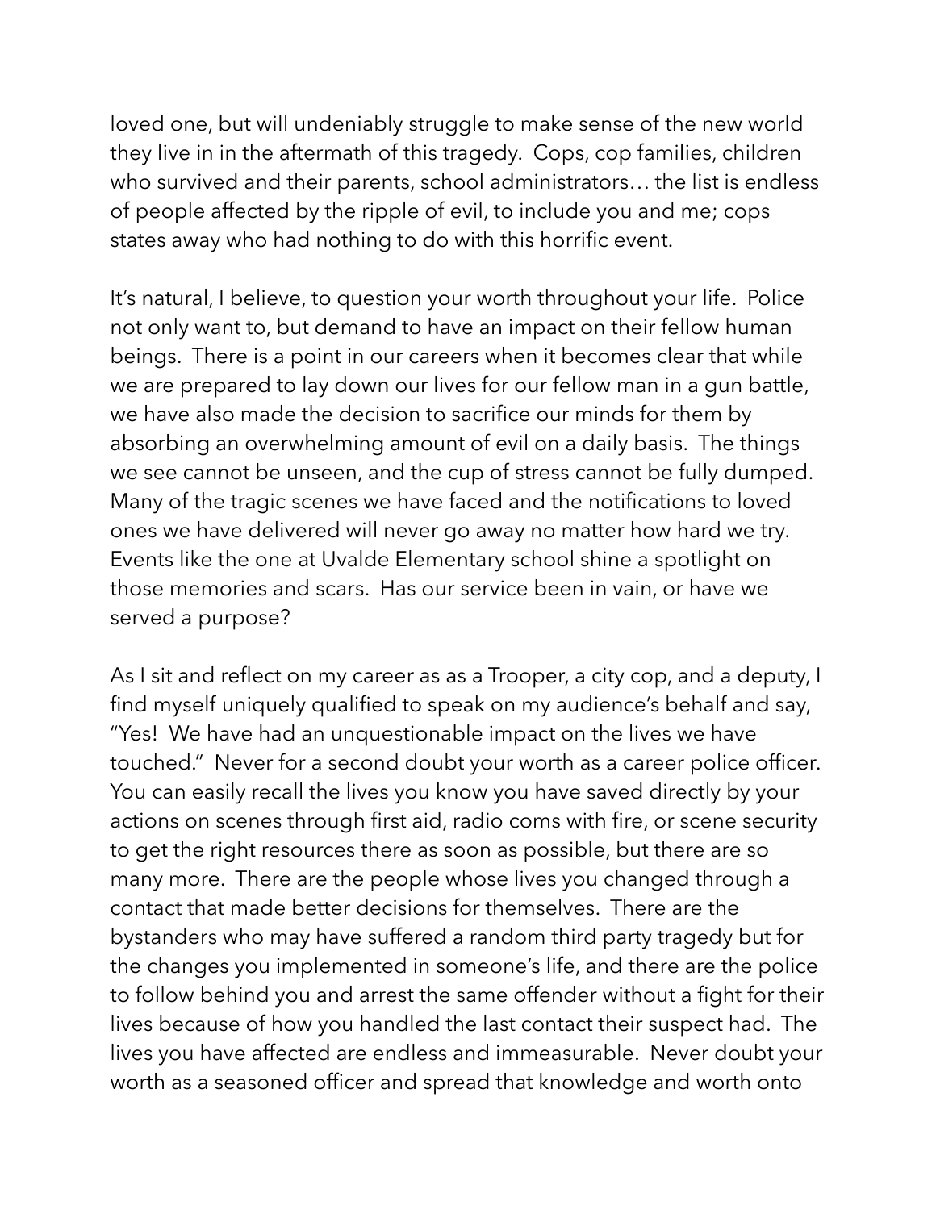loved one, but will undeniably struggle to make sense of the new world they live in in the aftermath of this tragedy. Cops, cop families, children who survived and their parents, school administrators… the list is endless of people affected by the ripple of evil, to include you and me; cops states away who had nothing to do with this horrific event.

It's natural, I believe, to question your worth throughout your life. Police not only want to, but demand to have an impact on their fellow human beings. There is a point in our careers when it becomes clear that while we are prepared to lay down our lives for our fellow man in a gun battle, we have also made the decision to sacrifice our minds for them by absorbing an overwhelming amount of evil on a daily basis. The things we see cannot be unseen, and the cup of stress cannot be fully dumped. Many of the tragic scenes we have faced and the notifications to loved ones we have delivered will never go away no matter how hard we try. Events like the one at Uvalde Elementary school shine a spotlight on those memories and scars. Has our service been in vain, or have we served a purpose?

As I sit and reflect on my career as as a Trooper, a city cop, and a deputy, I find myself uniquely qualified to speak on my audience's behalf and say, "Yes! We have had an unquestionable impact on the lives we have touched." Never for a second doubt your worth as a career police officer. You can easily recall the lives you know you have saved directly by your actions on scenes through first aid, radio coms with fire, or scene security to get the right resources there as soon as possible, but there are so many more. There are the people whose lives you changed through a contact that made better decisions for themselves. There are the bystanders who may have suffered a random third party tragedy but for the changes you implemented in someone's life, and there are the police to follow behind you and arrest the same offender without a fight for their lives because of how you handled the last contact their suspect had. The lives you have affected are endless and immeasurable. Never doubt your worth as a seasoned officer and spread that knowledge and worth onto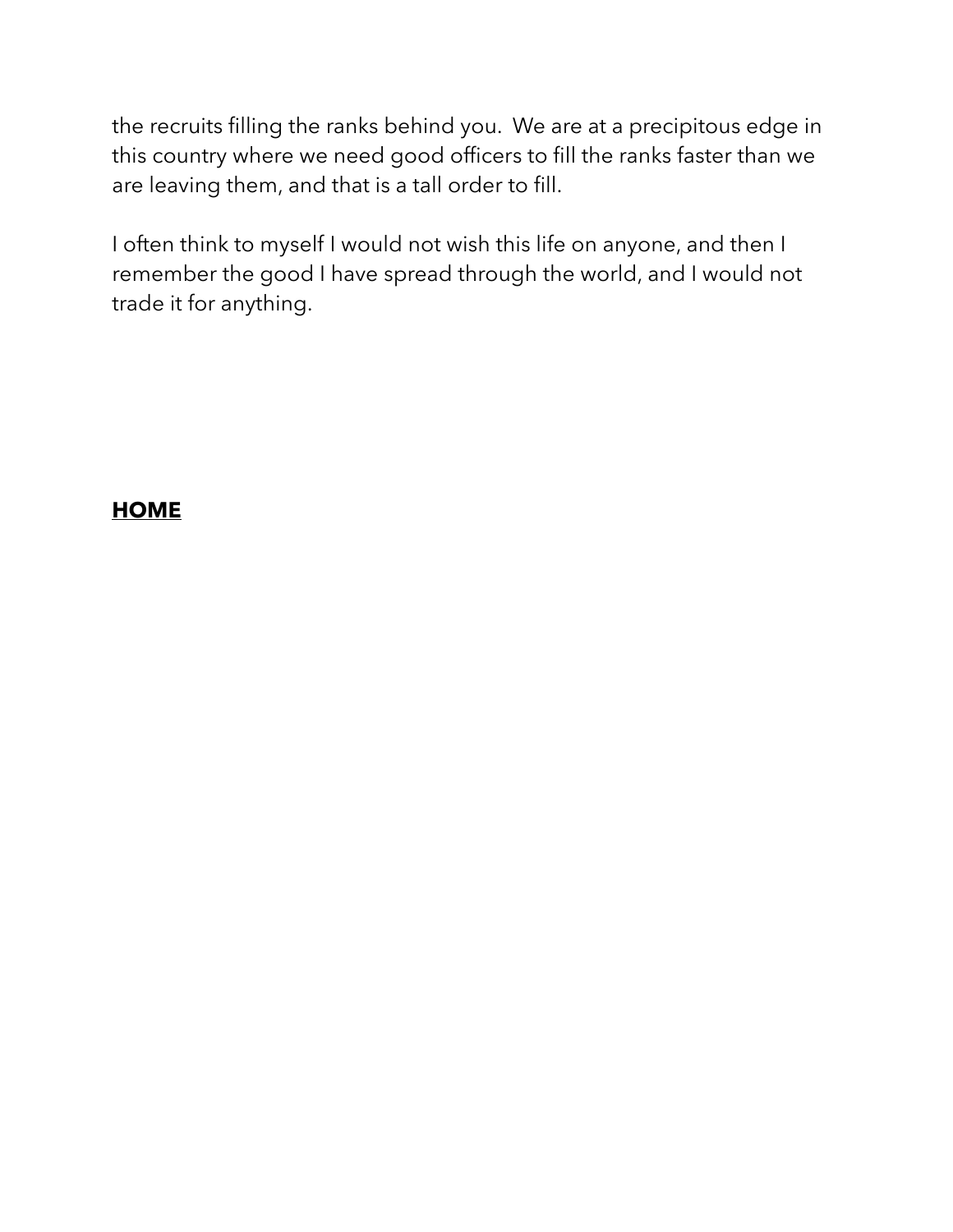the recruits filling the ranks behind you. We are at a precipitous edge in this country where we need good officers to fill the ranks faster than we are leaving them, and that is a tall order to fill.

I often think to myself I would not wish this life on anyone, and then I remember the good I have spread through the world, and I would not trade it for anything.

**HOME**